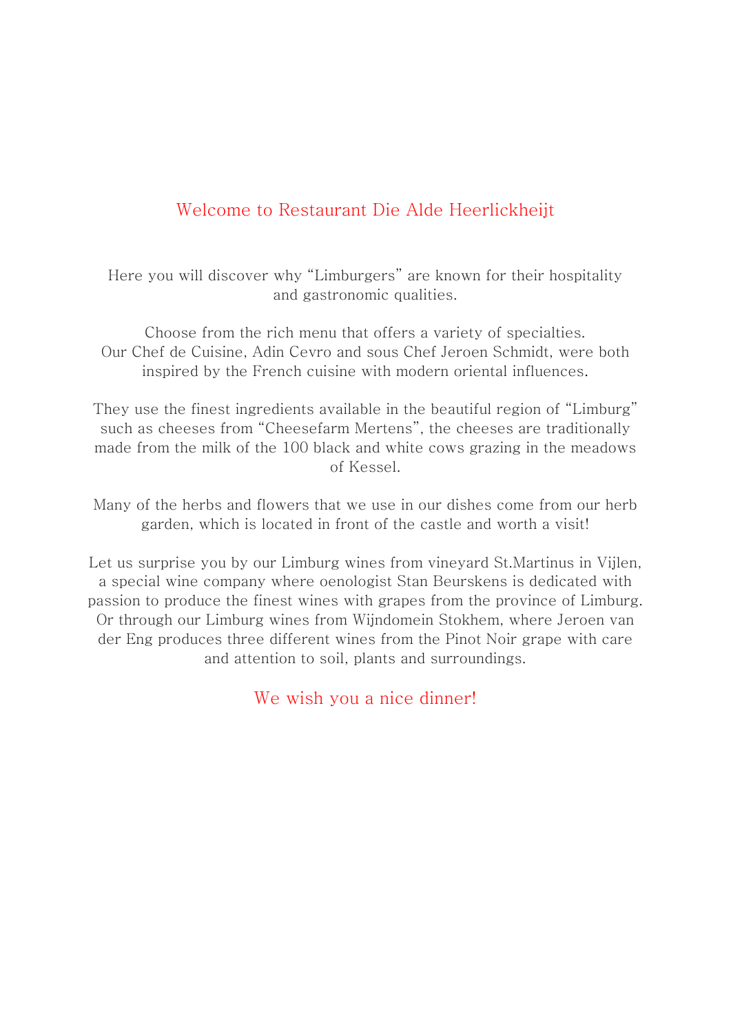# Welcome to Restaurant Die Alde Heerlickheijt

Here you will discover why “Limburgers” are known for their hospitality and gastronomic qualities.

Choose from the rich menu that offers a variety of specialties.
Our Chef de Cuisine, Adin Cevro and sous Chef Jeroen Schmidt, were both inspired by the French cuisine with modern oriental influences.

They use the finest ingredients available in the beautiful region of “Limburg” such as cheeses from “Cheesefarm Mertens”, the cheeses are traditionally made from the milk of the 100 black and white cows grazing in the meadows of Kessel.

Many of the herbs and flowers that we use in our dishes come from our herb garden, which is located in front of the castle and worth a visit!

Let us surprise you by our Limburg wines from vineyard St.Martinus in Vijlen, a special wine company where oenologist Stan Beurskens is dedicated with passion to produce the finest wines with grapes from the province of Limburg. Or through our Limburg wines from Wijndomein Stokhem, where Jeroen van der Eng produces three different wines from the Pinot Noir grape with care and attention to soil, plants and surroundings.

We wish you a nice dinner!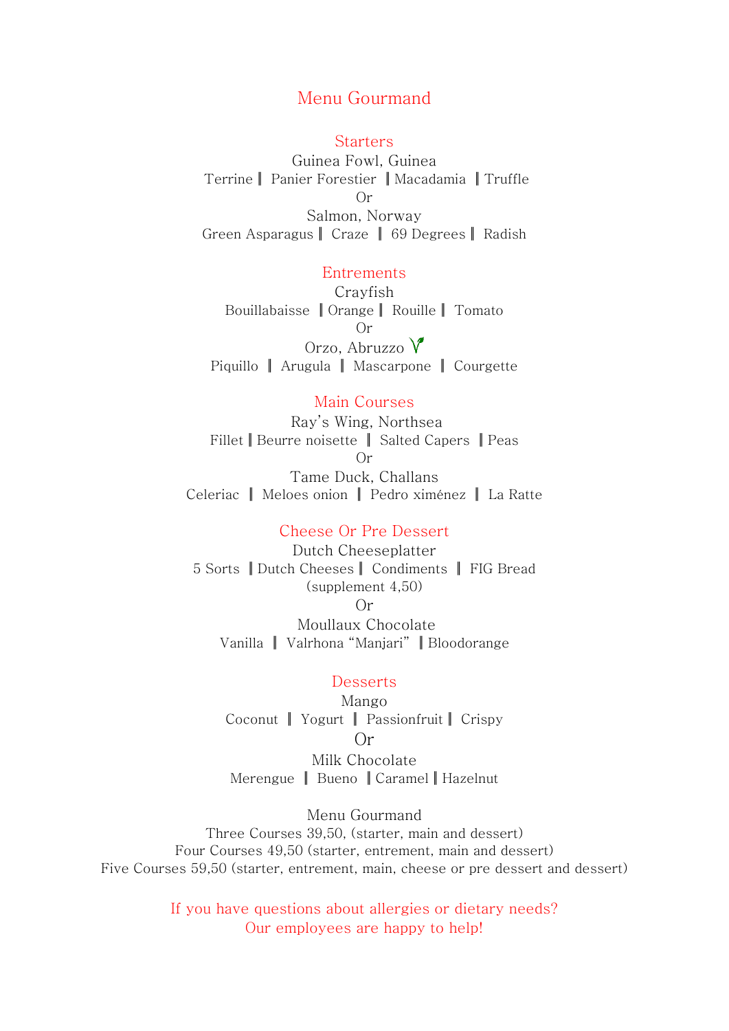# Menu Gourmand

## Starters

Guinea Fowl, Guinea
Terrine ‖ Panier Forestier ‖ Macadamia ‖ Truffle

Or

Salmon, Norway
Green Asparagus ‖ Craze ‖ 69 Degrees ‖ Radish

## Entrements

Crayfish
Bouillabaisse ‖ Orange ‖ Rouille ‖ Tomato

Or

Orzo, Abruzzo
Piquillo ‖ Arugula ‖ Mascarpone ‖ Courgette

## Main Courses

Ray's Wing, Northsea
Fillet ‖ Beurre noisette ‖ Salted Capers ‖ Peas

Or

Tame Duck, Challans
Celeriac ‖ Meloes onion ‖ Pedro ximénez ‖ La Ratte

## Cheese Or Pre Dessert

Dutch Cheeseplatter
5 Sorts ‖ Dutch Cheeses ‖ Condiments ‖ FIG Bread
(supplement 4,50)

Or

Moullaux Chocolate
Vanilla ‖ Valrhona "Manjari" ‖ Bloodorange

## Desserts

Mango
Coconut ‖ Yogurt ‖ Passionfruit ‖ Crispy

Or

Milk Chocolate
Merengue ‖ Bueno ‖ Caramel ‖ Hazelnut

Menu Gourmand
Three Courses 39,50, (starter, main and dessert)
Four Courses 49,50 (starter, entrement, main and dessert)
Five Courses 59,50 (starter, entrement, main, cheese or pre dessert and dessert)

If you have questions about allergies or dietary needs?
Our employees are happy to help!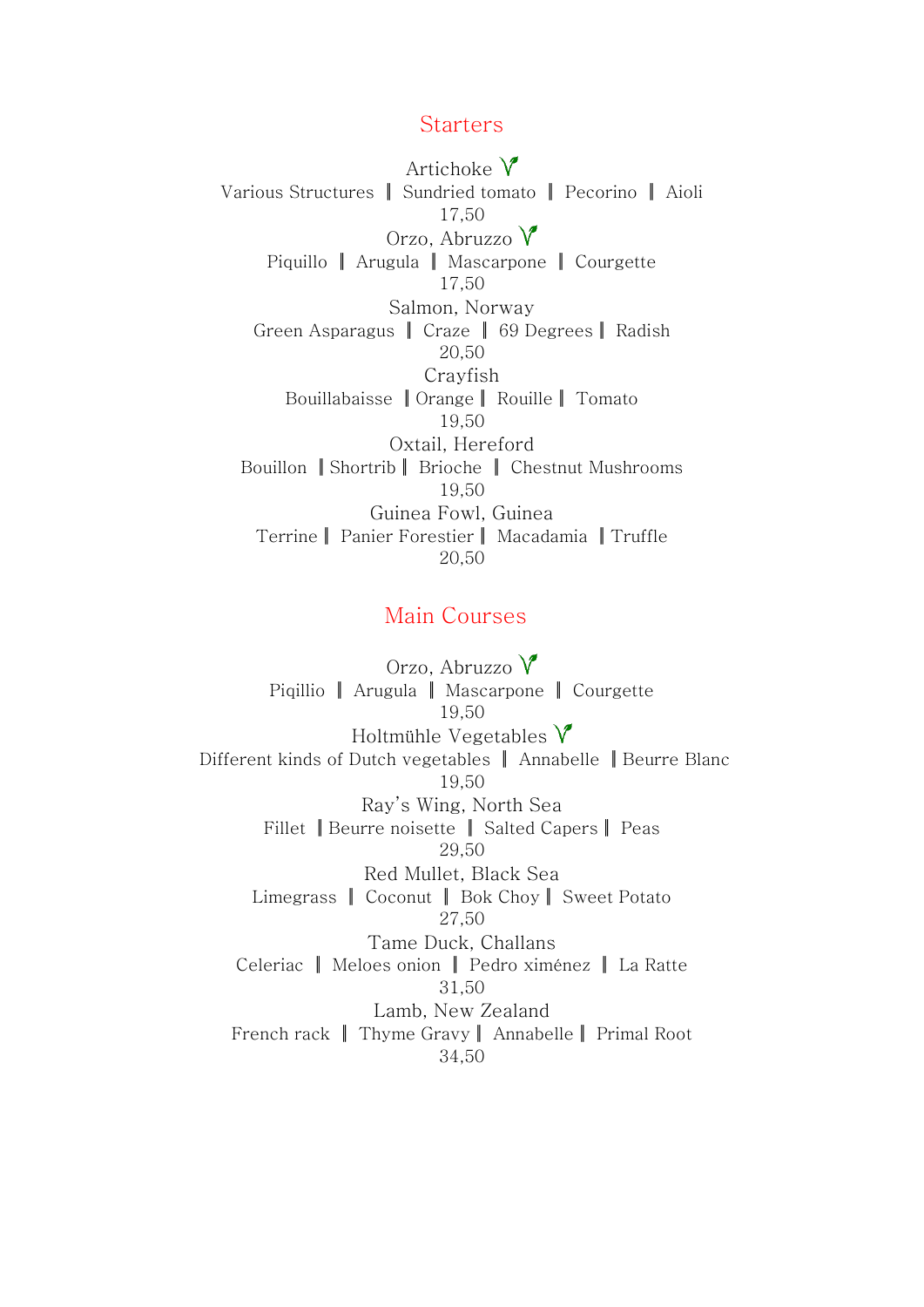## Starters

Artichoke V

Various Structures ‖ Sundried tomato ‖ Pecorino ‖ Aioli

17,50

Orzo, Abruzzo V

Piquillo ‖ Arugula ‖ Mascarpone ‖ Courgette

17,50

Salmon, Norway

Green Asparagus ‖ Craze ‖ 69 Degrees ‖ Radish

20,50

Crayfish

Bouillabaisse ‖ Orange ‖ Rouille ‖ Tomato

19,50

Oxtail, Hereford

Bouillon ‖ Shortrib ‖ Brioche ‖ Chestnut Mushrooms

19,50

Guinea Fowl, Guinea

Terrine ‖ Panier Forestier ‖ Macadamia ‖ Truffle

20,50

## Main Courses

Orzo, Abruzzo V

Piqillio ‖ Arugula ‖ Mascarpone ‖ Courgette

19,50

Holtmühle Vegetables V

Different kinds of Dutch vegetables ‖ Annabelle ‖ Beurre Blanc

19,50

Ray's Wing, North Sea

Fillet ‖ Beurre noisette ‖ Salted Capers ‖ Peas

29,50

Red Mullet, Black Sea

Limegrass ‖ Coconut ‖ Bok Choy ‖ Sweet Potato

27,50

Tame Duck, Challans

Celeriac ‖ Meloes onion ‖ Pedro ximénez ‖ La Ratte

31,50

Lamb, New Zealand

French rack ‖ Thyme Gravy ‖ Annabelle ‖ Primal Root

34,50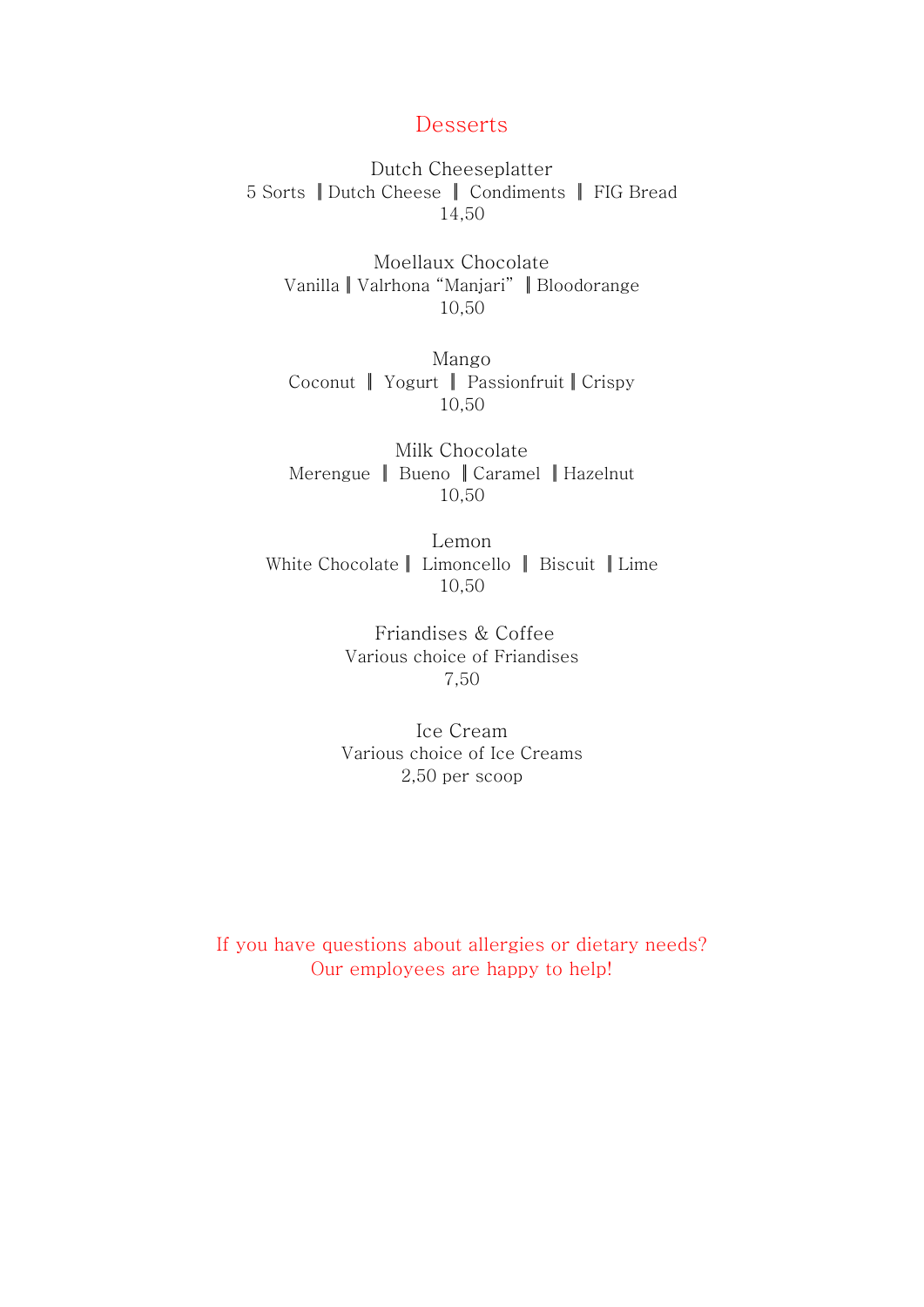# Desserts

Dutch Cheeseplatter
5 Sorts ‖ Dutch Cheese ‖ Condiments ‖ FIG Bread
14,50

Moellaux Chocolate
Vanilla ‖ Valrhona “Manjari” ‖ Bloodorange
10,50

Mango
Coconut ‖ Yogurt ‖ Passionfruit ‖ Crispy
10,50

Milk Chocolate
Merengue ‖ Bueno ‖ Caramel ‖ Hazelnut
10,50

Lemon
White Chocolate ‖ Limoncello ‖ Biscuit ‖ Lime
10,50

Friandises & Coffee
Various choice of Friandises
7,50

Ice Cream
Various choice of Ice Creams
2,50 per scoop

If you have questions about allergies or dietary needs?
Our employees are happy to help!